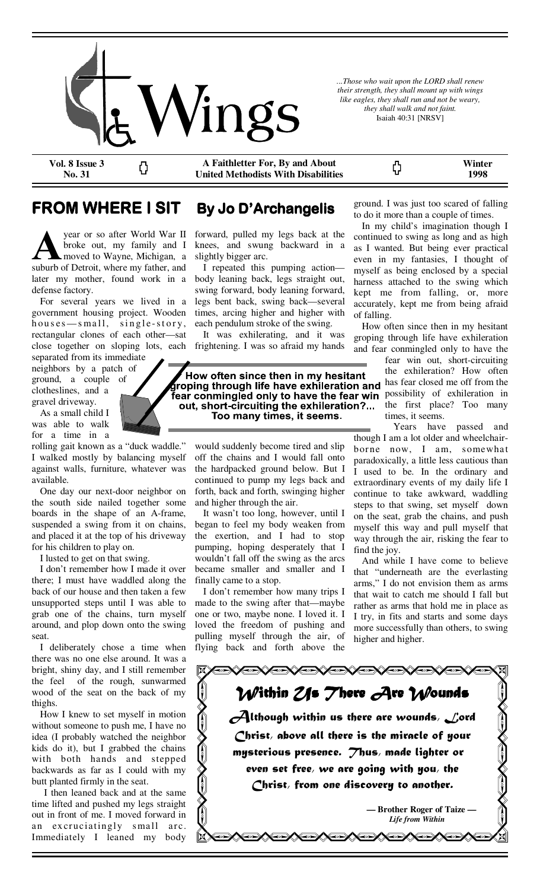# Wings

*...Those who wait upon the LORD shall renew their strength, they shall mount up with wings like eagles, they shall run and not be weary, they shall walk and not faint.*
Isaiah 40:31 [NRSV]

**Vol. 8 Issue 3 No. 31** | **A Faithletter For, By and About United Methodists With Disabilities** | **Winter 1998**

## FROM WHERE I SIT — By Jo D'Archangelis

A year or so after World War II broke out, my family and I moved to Wayne, Michigan, a suburb of Detroit, where my father, and later my mother, found work in a defense factory.

For several years we lived in a government housing project. Wooden houses—small, single-story, rectangular clones of each other—sat close together on sloping lots, each separated from its immediate neighbors by a patch of ground, a couple of clotheslines, and a gravel driveway.

As a small child I was able to walk for a time in a rolling gait known as a "duck waddle." I walked mostly by balancing myself against walls, furniture, whatever was available.

One day our next-door neighbor on the south side nailed together some boards in the shape of an A-frame, suspended a swing from it on chains, and placed it at the top of his driveway for his children to play on.

I lusted to get on that swing.

I don't remember how I made it over there; I must have waddled along the back of our house and then taken a few unsupported steps until I was able to grab one of the chains, turn myself around, and plop down onto the swing seat.

I deliberately chose a time when there was no one else around. It was a bright, shiny day, and I still remember the feel of the rough, sunwarmed wood of the seat on the back of my thighs.

How I knew to set myself in motion without someone to push me, I have no idea (I probably watched the neighbor kids do it), but I grabbed the chains with both hands and stepped backwards as far as I could with my butt planted firmly in the seat.

I then leaned back and at the same time lifted and pushed my legs straight out in front of me. I moved forward in an excruciatingly small arc. Immediately I leaned my body forward, pulled my legs back at the knees, and swung backward in a slightly bigger arc.

I repeated this pumping action—body leaning back, legs straight out, swing forward, body leaning forward, legs bent back, swing back—several times, arcing higher and higher with each pendulum stroke of the swing.

It was exhilarating, and it was frightening. I was so afraid my hands would suddenly become tired and slip off the chains and I would fall onto the hardpacked ground below. But I continued to pump my legs back and forth, back and forth, swinging higher and higher through the air.

**How often since then in my hesitant groping through life have exhileration and fear conmingled only to have the fear win out, short-circuiting the exhileration?... Too many times, it seems.**

It wasn't too long, however, until I began to feel my body weaken from the exertion, and I had to stop pumping, hoping desperately that I wouldn't fall off the swing as the arcs became smaller and smaller and I finally came to a stop.

I don't remember how many trips I made to the swing after that—maybe one or two, maybe none. I loved it. I loved the freedom of pushing and pulling myself through the air, of flying back and forth above the ground. I was just too scared of falling to do it more than a couple of times.

In my child's imagination though I continued to swing as long and as high as I wanted. But being ever practical even in my fantasies, I thought of myself as being enclosed by a special harness attached to the swing which kept me from falling, or, more accurately, kept me from being afraid of falling.

How often since then in my hesitant groping through life have exhileration and fear conmingled only to have the fear win out, short-circuiting the exhileration? How often has fear closed me off from the possibility of exhileration in the first place? Too many times, it seems.

Years have passed and though I am a lot older and wheelchair-borne now, I am, somewhat paradoxically, a little less cautious than I used to be. In the ordinary and extraordinary events of my daily life I continue to take awkward, waddling steps to that swing, set myself down on the seat, grab the chains, and push myself this way and pull myself that way through the air, risking the fear to find the joy.

And while I have come to believe that "underneath are the everlasting arms," I do not envision them as arms that wait to catch me should I fall but rather as arms that hold me in place as I try, in fits and starts and some days more successfully than others, to swing higher and higher.

---

### *Within Us There Are Wounds*

*Although within us there are wounds, Lord Christ, above all there is the miracle of your mysterious presence. Thus, made lighter or even set free, we are going with you, the Christ, from one discovery to another.*

**— Brother Roger of Taize —**
***Life from Within***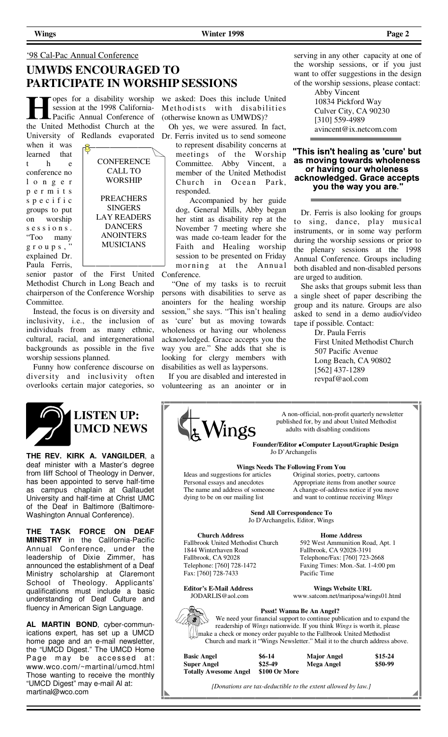'98 Cal-Pac Annual Conference

# UMWDS ENCOURAGED TO PARTICIPATE IN WORSHIP SESSIONS

Hopes for a disability worship session at the 1998 California-Pacific Annual Conference of the United Methodist Church at the University of Redlands evaporated when it was learned that the conference no longer permits specific groups to put on worship sessions. "Too many groups," explained Dr. Paula Ferris, senior pastor of the First United Methodist Church in Long Beach and chairperson of the Conference Worship Committee.

> CONFERENCE CALL TO WORSHIP
>
> PREACHERS
> SINGERS
> LAY READERS
> DANCERS
> ANOINTERS
> MUSICIANS

Instead, the focus is on diversity and inclusivity, i.e., the inclusion of individuals from as many ethnic, cultural, racial, and intergenerational backgrounds as possible in the five worship sessions planned.

Funny how conference discourse on diversity and inclusivity often overlooks certain major categories, so we asked: Does this include United Methodists with disabilities (otherwise known as UMWDS)?

Oh yes, we were assured. In fact, Dr. Ferris invited us to send someone to represent disability concerns at meetings of the Worship Committee. Abby Vincent, a member of the United Methodist Church in Ocean Park, responded.

Accompanied by her guide dog, General Mills, Abby began her stint as disability rep at the November 7 meeting where she was made co-team leader for the Faith and Healing worship session to be presented on Friday morning at the Annual Conference.

"One of my tasks is to recruit persons with disabilities to serve as anointers for the healing worship session," she says. "This isn't healing as 'cure' but as moving towards wholeness or having our wholeness acknowledged. Grace accepts you the way you are." She adds that she is looking for clergy members with disabilities as well as laypersons.

If you are disabled and interested in volunteering as an anointer or in serving in any other capacity at one of the worship sessions, or if you just want to offer suggestions in the design of the worship sessions, please contact:

Abby Vincent
10834 Pickford Way
Culver City, CA 90230
[310] 559-4989
avincent@ix.netcom.com

> **"This isn't healing as 'cure' but as moving towards wholeness or having our wholeness acknowledged. Grace accepts you the way you are."**

Dr. Ferris is also looking for groups to sing, dance, play musical instruments, or in some way perform during the worship sessions or prior to the plenary sessions at the 1998 Annual Conference. Groups including both disabled and non-disabled persons are urged to audition.

She asks that groups submit less than a single sheet of paper describing the group and its nature. Groups are also asked to send in a demo audio/video tape if possible. Contact:

Dr. Paula Ferris
First United Methodist Church
507 Pacific Avenue
Long Beach, CA 90802
[562] 437-1289
revpaf@aol.com

## LISTEN UP: UMCD NEWS

**THE REV. KIRK A. VANGILDER**, a deaf minister with a Master's degree from Iliff School of Theology in Denver, has been appointed to serve half-time as campus chaplain at Gallaudet University and half-time at Christ UMC of the Deaf in Baltimore (Baltimore-Washington Annual Conference).

**THE TASK FORCE ON DEAF MINISTRY** in the California-Pacific Annual Conference, under the leadership of Dixie Zimmer, has announced the establishment of a Deaf Ministry scholarship at Claremont School of Theology. Applicants' qualifications must include a basic understanding of Deaf Culture and fluency in American Sign Language.

**AL MARTIN BOND**, cyber-communications expert, has set up a UMCD home page and an e-mail newsletter, the "UMCD Digest." The UMCD Home Page may be accessed at: www.wco.com/~martinal/umcd.html Those wanting to receive the monthly "UMCD Digest" may e-mail Al at: martinal@wco.com

---

## Wings

A non-official, non-profit quarterly newsletter published for, by and about United Methodist adults with disabling conditions

**Founder/Editor • Computer Layout/Graphic Design**
Jo D'Archangelis

**Wings Needs The Following From You**

- Ideas and suggestions for articles
- Personal essays and anecdotes
- The name and address of someone dying to be on our mailing list
- Original stories, poetry, cartoons
- Appropriate items from another source
- A change-of-address notice if you move and want to continue receiving *Wings*

**Send All Correspondence To**
Jo D'Archangelis, Editor, Wings

**Church Address**
Fallbrook United Methodist Church
1844 Winterhaven Road
Fallbrook, CA 92028
Telephone: [760] 728-1472
Fax: [760] 728-7433

**Home Address**
592 West Ammunition Road, Apt. 1
Fallbrook, CA 92028-3191
Telephone/Fax: [760] 723-2668
Faxing Times: Mon.-Sat. 1-4:00 pm
Pacific Time

**Editor's E-Mail Address**
JODARLIS@aol.com

**Wings Website URL**
www.satcom.net/mariposa/wings01.html

**Pssst! Wanna Be An Angel?**

We need your financial support to continue publication and to expand the readership of *Wings* nationwide. If you think *Wings* is worth it, please make a check or money order payable to the Fallbrook United Methodist Church and mark it "Wings Newsletter." Mail it to the church address above.

| | | | |
|---|---|---|---|
| **Basic Angel** | **$6-14** | **Major Angel** | **$15-24** |
| **Super Angel** | **$25-49** | **Mega Angel** | **$50-99** |
| **Totally Awesome Angel** | **$100 Or More** | | |

*[Donations are tax-deductible to the extent allowed by law.]*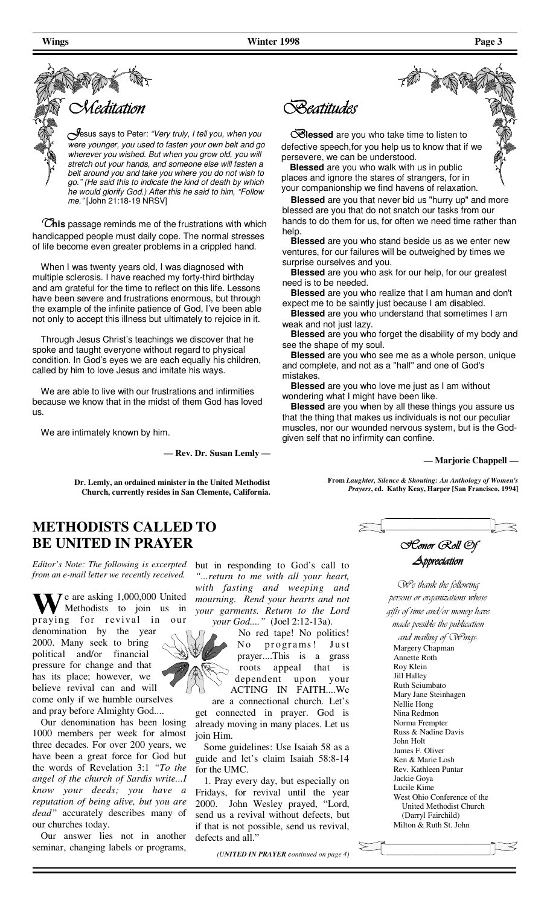## Meditation

*Jesus says to Peter: "Very truly, I tell you, when you were younger, you used to fasten your own belt and go wherever you wished. But when you grow old, you will stretch out your hands, and someone else will fasten a belt around you and take you where you do not wish to go." (He said this to indicate the kind of death by which he would glorify God.) After this he said to him, "Follow me."* [John 21:18-19 NRSV]

**This** passage reminds me of the frustrations with which handicapped people must daily cope. The normal stresses of life become even greater problems in a crippled hand.

When I was twenty years old, I was diagnosed with multiple sclerosis. I have reached my forty-third birthday and am grateful for the time to reflect on this life. Lessons have been severe and frustrations enormous, but through the example of the infinite patience of God, I've been able not only to accept this illness but ultimately to rejoice in it.

Through Jesus Christ's teachings we discover that he spoke and taught everyone without regard to physical condition. In God's eyes we are each equally his children, called by him to love Jesus and imitate his ways.

We are able to live with our frustrations and infirmities because we know that in the midst of them God has loved us.

We are intimately known by him.

**— Rev. Dr. Susan Lemly —**

**Dr. Lemly, an ordained minister in the United Methodist Church, currently resides in San Clemente, California.**

## Beatitudes

**Blessed** are you who take time to listen to defective speech,for you help us to know that if we persevere, we can be understood.

**Blessed** are you who walk with us in public places and ignore the stares of strangers, for in your companionship we find havens of relaxation.

**Blessed** are you that never bid us "hurry up" and more blessed are you that do not snatch our tasks from our hands to do them for us, for often we need time rather than help.

**Blessed** are you who stand beside us as we enter new ventures, for our failures will be outweighed by times we surprise ourselves and you.

**Blessed** are you who ask for our help, for our greatest need is to be needed.

**Blessed** are you who realize that I am human and don't expect me to be saintly just because I am disabled.

**Blessed** are you who understand that sometimes I am weak and not just lazy.

**Blessed** are you who forget the disability of my body and see the shape of my soul.

**Blessed** are you who see me as a whole person, unique and complete, and not as a "half" and one of God's mistakes.

**Blessed** are you who love me just as I am without wondering what I might have been like.

**Blessed** are you when by all these things you assure us that the thing that makes us individuals is not our peculiar muscles, nor our wounded nervous system, but is the God-given self that no infirmity can confine.

**— Marjorie Chappell —**

**From *Laughter, Silence & Shouting: An Anthology of Women's Prayers*, ed. Kathy Keay, Harper [San Francisco, 1994]**

# METHODISTS CALLED TO BE UNITED IN PRAYER

*Editor's Note: The following is excerpted from an e-mail letter we recently received.*

We are asking 1,000,000 United Methodists to join us in praying for revival in our denomination by the year 2000. Many seek to bring political and/or financial pressure for change and that has its place; however, we believe revival can and will come only if we humble ourselves and pray before Almighty God....

Our denomination has been losing 1000 members per week for almost three decades. For over 200 years, we have been a great force for God but the words of Revelation 3:1 *"To the angel of the church of Sardis write...I know your deeds; you have a reputation of being alive, but you are dead"* accurately describes many of our churches today.

Our answer lies not in another seminar, changing labels or programs, but in responding to God's call to *"...return to me with all your heart, with fasting and weeping and mourning. Rend your hearts and not your garments. Return to the Lord your God...."* (Joel 2:12-13a).

No red tape! No politics! No programs! Just prayer....This is a grass roots appeal that is dependent upon your ACTING IN FAITH....We are a connectional church. Let's get connected in prayer. God is already moving in many places. Let us join Him.

Some guidelines: Use Isaiah 58 as a guide and let's claim Isaiah 58:8-14 for the UMC.

1. Pray every day, but especially on Fridays, for revival until the year 2000. John Wesley prayed, "Lord, send us a revival without defects, but if that is not possible, send us revival, defects and all."

*(UNITED IN PRAYER continued on page 4)*

## Honor Roll Of Appreciation

*We thank the following persons or organizations whose gifts of time and/or money have made possible the publication and mailing of Wings:*

Margery Chapman
Annette Roth
Roy Klein
Jill Halley
Ruth Sciumbato
Mary Jane Steinhagen
Nellie Hong
Nina Redmon
Norma Frempter
Russ & Nadine Davis
John Holt
James F. Oliver
Ken & Marie Losh
Rev. Kathleen Puntar
Jackie Goya
Lucile Kime
West Ohio Conference of the United Methodist Church (Darryl Fairchild)
Milton & Ruth St. John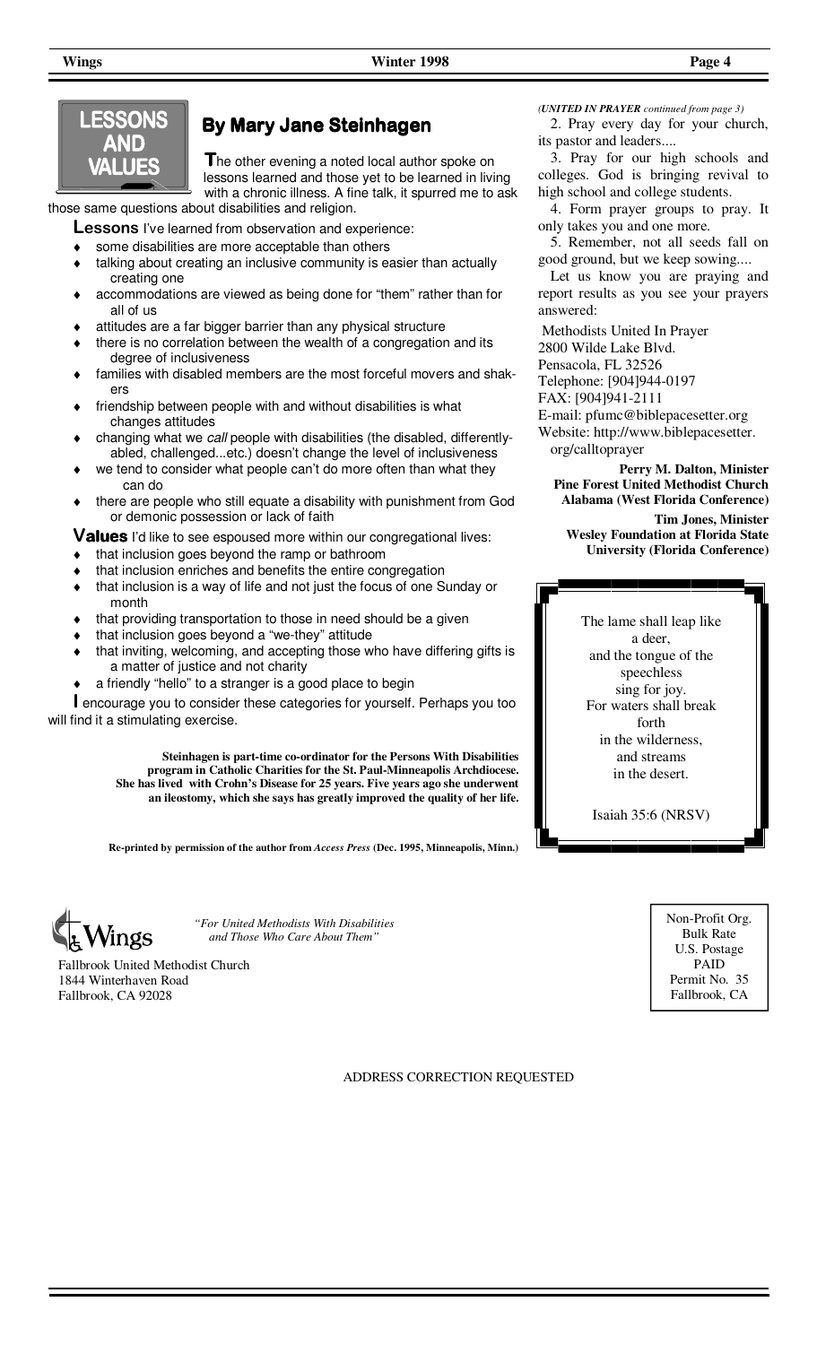## LESSONS AND VALUES

### By Mary Jane Steinhagen

The other evening a noted local author spoke on lessons learned and those yet to be learned in living with a chronic illness. A fine talk, it spurred me to ask those same questions about disabilities and religion.

**Lessons** I've learned from observation and experience:

- some disabilities are more acceptable than others
- talking about creating an inclusive community is easier than actually creating one
- accommodations are viewed as being done for "them" rather than for all of us
- attitudes are a far bigger barrier than any physical structure
- there is no correlation between the wealth of a congregation and its degree of inclusiveness
- families with disabled members are the most forceful movers and shakers
- friendship between people with and without disabilities is what changes attitudes
- changing what we *call* people with disabilities (the disabled, differently-abled, challenged...etc.) doesn't change the level of inclusiveness
- we tend to consider what people can't do more often than what they can do
- there are people who still equate a disability with punishment from God or demonic possession or lack of faith

**Values** I'd like to see espoused more within our congregational lives:

- that inclusion goes beyond the ramp or bathroom
- that inclusion enriches and benefits the entire congregation
- that inclusion is a way of life and not just the focus of one Sunday or month
- that providing transportation to those in need should be a given
- that inclusion goes beyond a "we-they" attitude
- that inviting, welcoming, and accepting those who have differing gifts is a matter of justice and not charity
- a friendly "hello" to a stranger is a good place to begin

I encourage you to consider these categories for yourself. Perhaps you too will find it a stimulating exercise.

**Steinhagen is part-time co-ordinator for the Persons With Disabilities program in Catholic Charities for the St. Paul-Minneapolis Archdiocese. She has lived with Crohn's Disease for 25 years. Five years ago she underwent an ileostomy, which she says has greatly improved the quality of her life.**

**Re-printed by permission of the author from *Access Press* (Dec. 1995, Minneapolis, Minn.)**

***(UNITED IN PRAYER** continued from page 3)*

2. Pray every day for your church, its pastor and leaders....

3. Pray for our high schools and colleges. God is bringing revival to high school and college students.

4. Form prayer groups to pray. It only takes you and one more.

5. Remember, not all seeds fall on good ground, but we keep sowing....

Let us know you are praying and report results as you see your prayers answered:

Methodists United In Prayer
2800 Wilde Lake Blvd.
Pensacola, FL 32526
Telephone: [904]944-0197
FAX: [904]941-2111
E-mail: pfumc@biblepacesetter.org
Website: http://www.biblepacesetter.org/calltoprayer

**Perry M. Dalton, Minister**
**Pine Forest United Methodist Church**
**Alabama (West Florida Conference)**

**Tim Jones, Minister**
**Wesley Foundation at Florida State University (Florida Conference)**

The lame shall leap like a deer,
and the tongue of the speechless
sing for joy.
For waters shall break forth
in the wilderness,
and streams
in the desert.

Isaiah 35:6 (NRSV)

Wings

*"For United Methodists With Disabilities and Those Who Care About Them"*

Fallbrook United Methodist Church
1844 Winterhaven Road
Fallbrook, CA 92028

Non-Profit Org.
Bulk Rate
U.S. Postage
PAID
Permit No. 35
Fallbrook, CA

ADDRESS CORRECTION REQUESTED